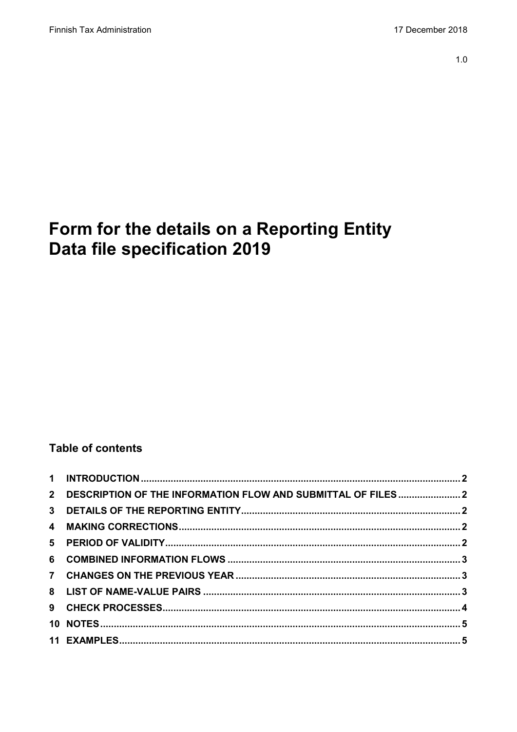1.0

# Form for the details on a Reporting Entity Data file specification 2019

## Table of contents

1 INTRODUCTION ... 2
2 DESCRIPTION OF THE INFORMATION FLOW AND SUBMITTAL OF FILES ... 2
3 DETAILS OF THE REPORTING ENTITY ... 2
4 MAKING CORRECTIONS ... 2
5 PERIOD OF VALIDITY ... 2
6 COMBINED INFORMATION FLOWS ... 3
7 CHANGES ON THE PREVIOUS YEAR ... 3
8 LIST OF NAME-VALUE PAIRS ... 3
9 CHECK PROCESSES ... 4
10 NOTES ... 5
11 EXAMPLES ... 5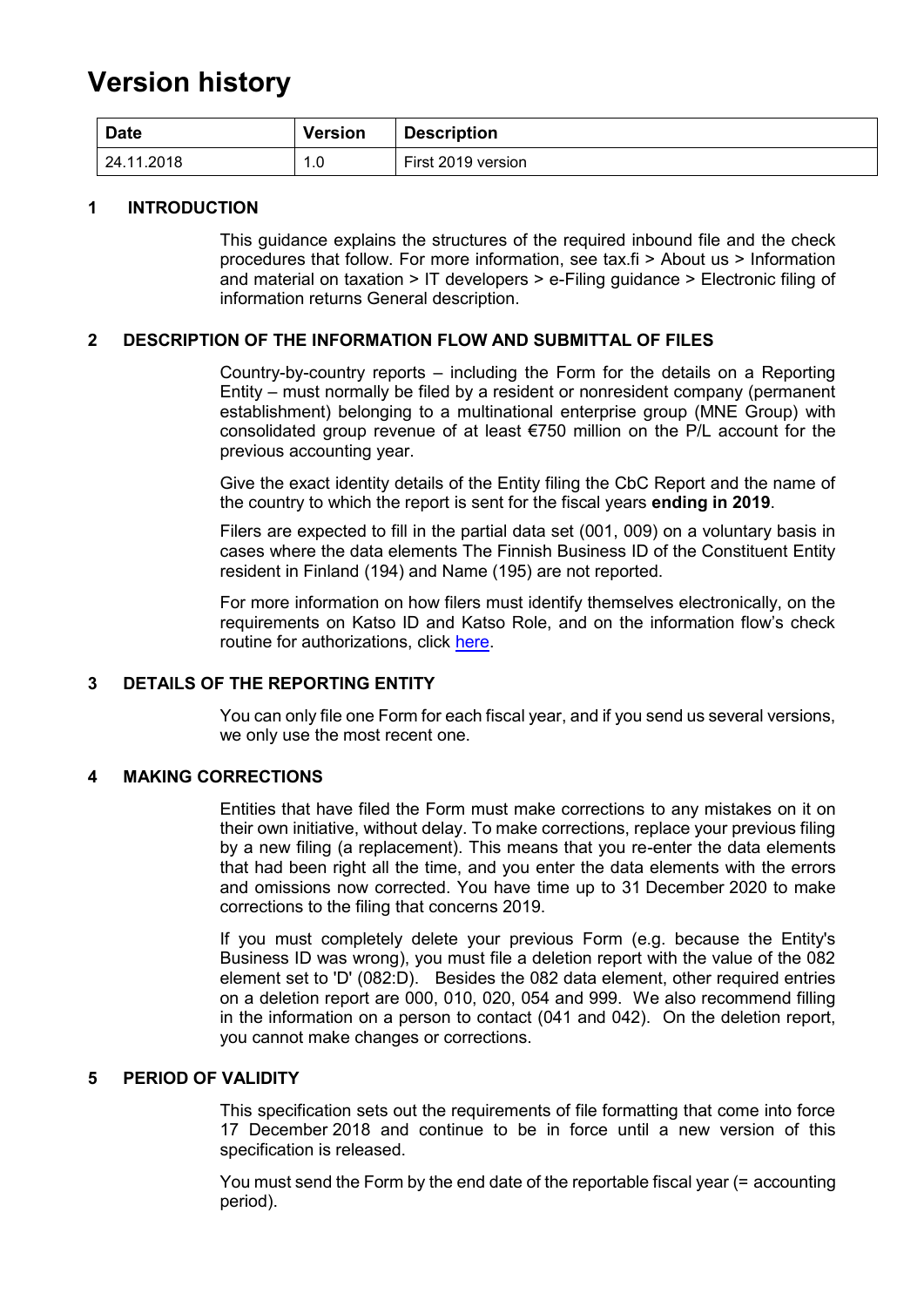# Version history

| Date | Version | Description |
| --- | --- | --- |
| 24.11.2018 | 1.0 | First 2019 version |

## 1 INTRODUCTION

This guidance explains the structures of the required inbound file and the check procedures that follow. For more information, see tax.fi > About us > Information and material on taxation > IT developers > e-Filing guidance > Electronic filing of information returns General description.

## 2 DESCRIPTION OF THE INFORMATION FLOW AND SUBMITTAL OF FILES

Country-by-country reports – including the Form for the details on a Reporting Entity – must normally be filed by a resident or nonresident company (permanent establishment) belonging to a multinational enterprise group (MNE Group) with consolidated group revenue of at least €750 million on the P/L account for the previous accounting year.

Give the exact identity details of the Entity filing the CbC Report and the name of the country to which the report is sent for the fiscal years **ending in 2019**.

Filers are expected to fill in the partial data set (001, 009) on a voluntary basis in cases where the data elements The Finnish Business ID of the Constituent Entity resident in Finland (194) and Name (195) are not reported.

For more information on how filers must identify themselves electronically, on the requirements on Katso ID and Katso Role, and on the information flow's check routine for authorizations, click here.

## 3 DETAILS OF THE REPORTING ENTITY

You can only file one Form for each fiscal year, and if you send us several versions, we only use the most recent one.

## 4 MAKING CORRECTIONS

Entities that have filed the Form must make corrections to any mistakes on it on their own initiative, without delay. To make corrections, replace your previous filing by a new filing (a replacement). This means that you re-enter the data elements that had been right all the time, and you enter the data elements with the errors and omissions now corrected. You have time up to 31 December 2020 to make corrections to the filing that concerns 2019.

If you must completely delete your previous Form (e.g. because the Entity's Business ID was wrong), you must file a deletion report with the value of the 082 element set to 'D' (082:D). Besides the 082 data element, other required entries on a deletion report are 000, 010, 020, 054 and 999. We also recommend filling in the information on a person to contact (041 and 042). On the deletion report, you cannot make changes or corrections.

## 5 PERIOD OF VALIDITY

This specification sets out the requirements of file formatting that come into force 17 December 2018 and continue to be in force until a new version of this specification is released.

You must send the Form by the end date of the reportable fiscal year (= accounting period).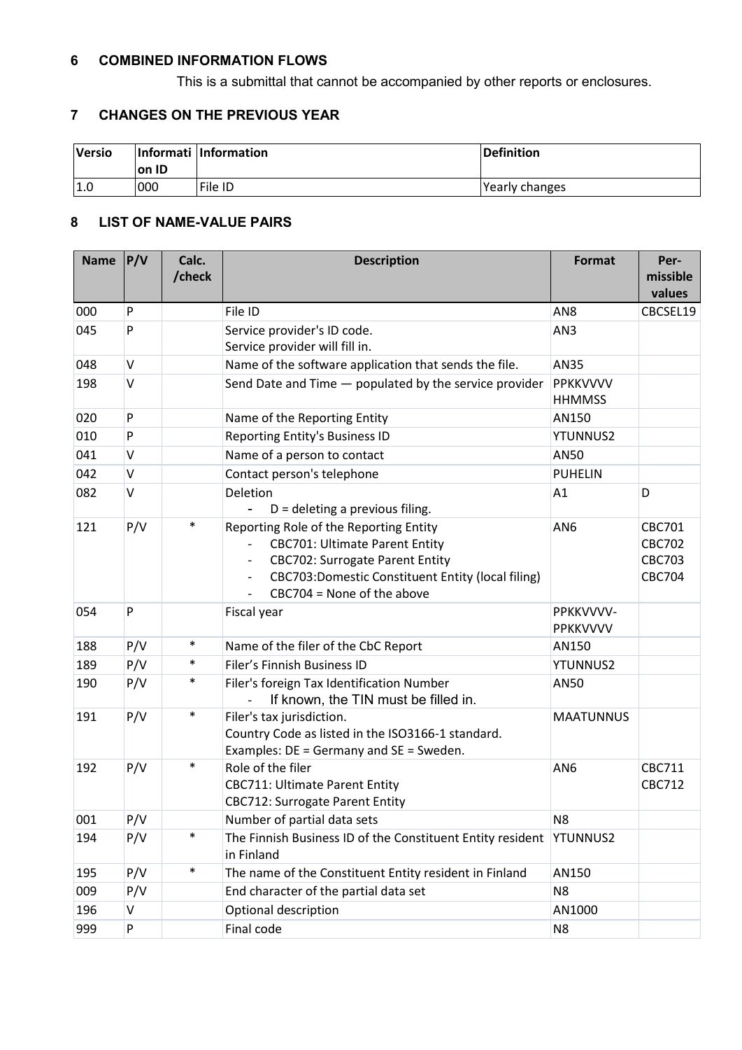## 6 COMBINED INFORMATION FLOWS

This is a submittal that cannot be accompanied by other reports or enclosures.

## 7 CHANGES ON THE PREVIOUS YEAR

| Versio | Information ID | Information | Definition |
|---|---|---|---|
| 1.0 | 000 | File ID | Yearly changes |

## 8 LIST OF NAME-VALUE PAIRS

| Name | P/V | Calc. /check | Description | Format | Per-missible values |
|---|---|---|---|---|---|
| 000 | P | | File ID | AN8 | CBCSEL19 |
| 045 | P | | Service provider's ID code.<br>Service provider will fill in. | AN3 | |
| 048 | V | | Name of the software application that sends the file. | AN35 | |
| 198 | V | | Send Date and Time — populated by the service provider | PPKKVVVV HHMMSS | |
| 020 | P | | Name of the Reporting Entity | AN150 | |
| 010 | P | | Reporting Entity's Business ID | YTUNNUS2 | |
| 041 | V | | Name of a person to contact | AN50 | |
| 042 | V | | Contact person's telephone | PUHELIN | |
| 082 | V | | Deletion<br>- D = deleting a previous filing. | A1 | D |
| 121 | P/V | * | Reporting Role of the Reporting Entity<br>- CBC701: Ultimate Parent Entity<br>- CBC702: Surrogate Parent Entity<br>- CBC703:Domestic Constituent Entity (local filing)<br>- CBC704 = None of the above | AN6 | CBC701<br>CBC702<br>CBC703<br>CBC704 |
| 054 | P | | Fiscal year | PPKKVVVV-PPKKVVVV | |
| 188 | P/V | * | Name of the filer of the CbC Report | AN150 | |
| 189 | P/V | * | Filer's Finnish Business ID | YTUNNUS2 | |
| 190 | P/V | * | Filer's foreign Tax Identification Number<br>- If known, the TIN must be filled in. | AN50 | |
| 191 | P/V | * | Filer's tax jurisdiction.<br>Country Code as listed in the ISO3166-1 standard.<br>Examples: DE = Germany and SE = Sweden. | MAATUNNUS | |
| 192 | P/V | * | Role of the filer<br>CBC711: Ultimate Parent Entity<br>CBC712: Surrogate Parent Entity | AN6 | CBC711<br>CBC712 |
| 001 | P/V | | Number of partial data sets | N8 | |
| 194 | P/V | * | The Finnish Business ID of the Constituent Entity resident in Finland | YTUNNUS2 | |
| 195 | P/V | * | The name of the Constituent Entity resident in Finland | AN150 | |
| 009 | P/V | | End character of the partial data set | N8 | |
| 196 | V | | Optional description | AN1000 | |
| 999 | P | | Final code | N8 | |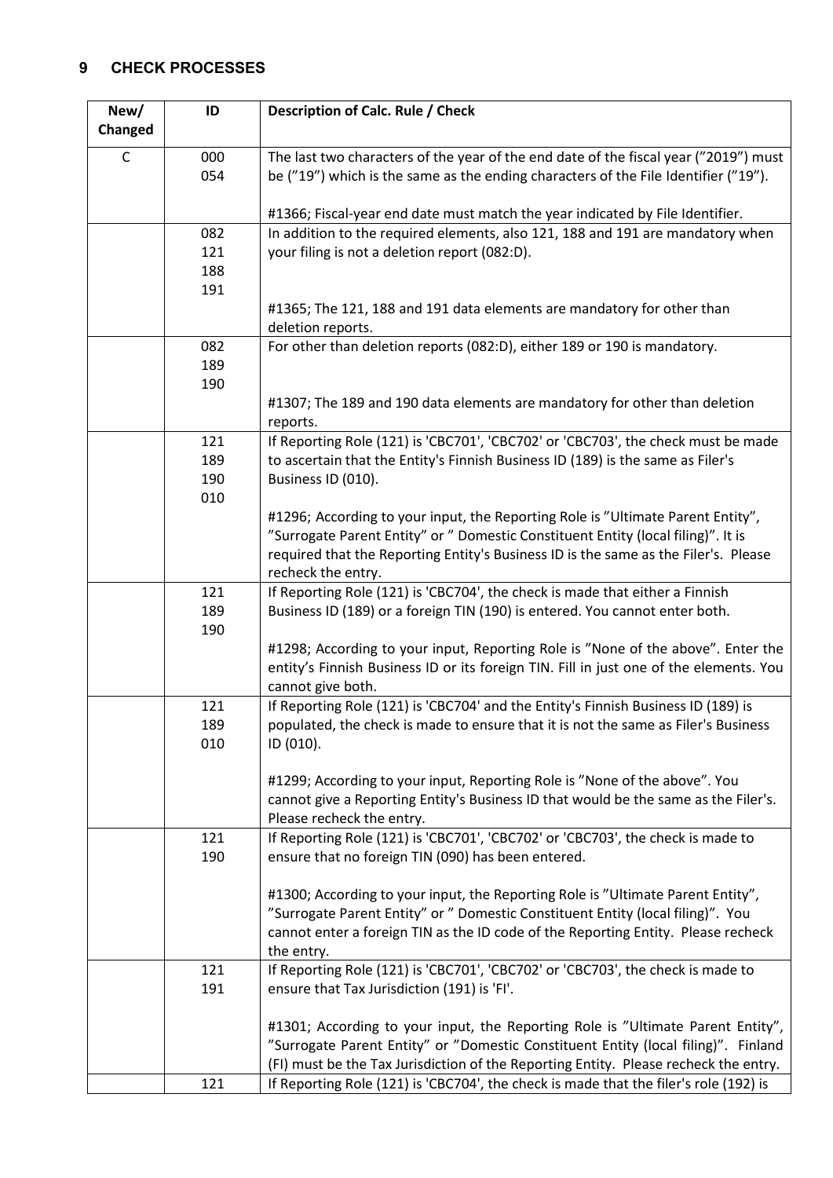## 9 CHECK PROCESSES

| New/ Changed | ID | Description of Calc. Rule / Check |
|---|---|---|
| C | 000<br>054 | The last two characters of the year of the end date of the fiscal year (”2019”) must be (”19”) which is the same as the ending characters of the File Identifier (”19”).<br><br>#1366; Fiscal-year end date must match the year indicated by File Identifier. |
| | 082<br>121<br>188<br>191 | In addition to the required elements, also 121, 188 and 191 are mandatory when your filing is not a deletion report (082:D).<br><br>#1365; The 121, 188 and 191 data elements are mandatory for other than deletion reports. |
| | 082<br>189<br>190 | For other than deletion reports (082:D), either 189 or 190 is mandatory.<br><br>#1307; The 189 and 190 data elements are mandatory for other than deletion reports. |
| | 121<br>189<br>190<br>010 | If Reporting Role (121) is 'CBC701', 'CBC702' or 'CBC703', the check must be made to ascertain that the Entity's Finnish Business ID (189) is the same as Filer's Business ID (010).<br><br>#1296; According to your input, the Reporting Role is ”Ultimate Parent Entity”, ”Surrogate Parent Entity” or ” Domestic Constituent Entity (local filing)”. It is required that the Reporting Entity's Business ID is the same as the Filer's. Please recheck the entry. |
| | 121<br>189<br>190 | If Reporting Role (121) is 'CBC704', the check is made that either a Finnish Business ID (189) or a foreign TIN (190) is entered. You cannot enter both.<br><br>#1298; According to your input, Reporting Role is ”None of the above”. Enter the entity’s Finnish Business ID or its foreign TIN. Fill in just one of the elements. You cannot give both. |
| | 121<br>189<br>010 | If Reporting Role (121) is 'CBC704' and the Entity's Finnish Business ID (189) is populated, the check is made to ensure that it is not the same as Filer's Business ID (010).<br><br>#1299; According to your input, Reporting Role is ”None of the above”. You cannot give a Reporting Entity's Business ID that would be the same as the Filer's. Please recheck the entry. |
| | 121<br>190 | If Reporting Role (121) is 'CBC701', 'CBC702' or 'CBC703', the check is made to ensure that no foreign TIN (090) has been entered.<br><br>#1300; According to your input, the Reporting Role is ”Ultimate Parent Entity”, ”Surrogate Parent Entity” or ” Domestic Constituent Entity (local filing)”. You cannot enter a foreign TIN as the ID code of the Reporting Entity. Please recheck the entry. |
| | 121<br>191 | If Reporting Role (121) is 'CBC701', 'CBC702' or 'CBC703', the check is made to ensure that Tax Jurisdiction (191) is 'FI'.<br><br>#1301; According to your input, the Reporting Role is ”Ultimate Parent Entity”, ”Surrogate Parent Entity” or ”Domestic Constituent Entity (local filing)”. Finland (FI) must be the Tax Jurisdiction of the Reporting Entity. Please recheck the entry. |
| | 121 | If Reporting Role (121) is 'CBC704', the check is made that the filer's role (192) is |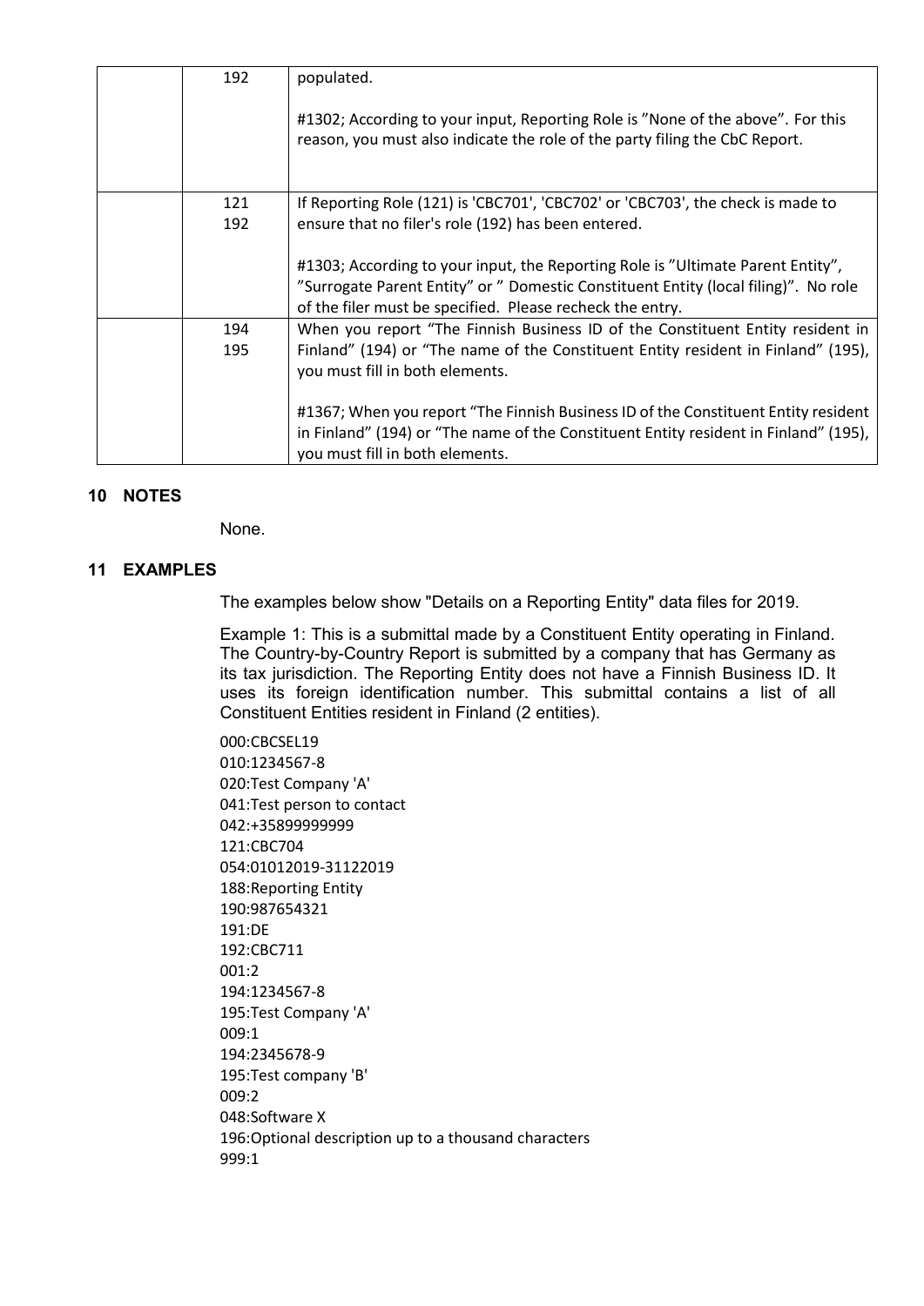|  | 192 | populated.<br><br>#1302; According to your input, Reporting Role is ”None of the above”. For this reason, you must also indicate the role of the party filing the CbC Report. |
|---|---|---|
|  | 121<br>192 | If Reporting Role (121) is 'CBC701', 'CBC702' or 'CBC703', the check is made to ensure that no filer's role (192) has been entered.<br><br>#1303; According to your input, the Reporting Role is ”Ultimate Parent Entity”, ”Surrogate Parent Entity” or ” Domestic Constituent Entity (local filing)”. No role of the filer must be specified. Please recheck the entry. |
|  | 194<br>195 | When you report “The Finnish Business ID of the Constituent Entity resident in Finland” (194) or “The name of the Constituent Entity resident in Finland” (195), you must fill in both elements.<br><br>#1367; When you report “The Finnish Business ID of the Constituent Entity resident in Finland” (194) or “The name of the Constituent Entity resident in Finland” (195), you must fill in both elements. |

## 10 NOTES

None.

## 11 EXAMPLES

The examples below show "Details on a Reporting Entity" data files for 2019.

Example 1: This is a submittal made by a Constituent Entity operating in Finland. The Country-by-Country Report is submitted by a company that has Germany as its tax jurisdiction. The Reporting Entity does not have a Finnish Business ID. It uses its foreign identification number. This submittal contains a list of all Constituent Entities resident in Finland (2 entities).

```
000:CBCSEL19
010:1234567-8
020:Test Company 'A'
041:Test person to contact
042:+35899999999
121:CBC704
054:01012019-31122019
188:Reporting Entity
190:987654321
191:DE
192:CBC711
001:2
194:1234567-8
195:Test Company 'A'
009:1
194:2345678-9
195:Test company 'B'
009:2
048:Software X
196:Optional description up to a thousand characters
999:1
```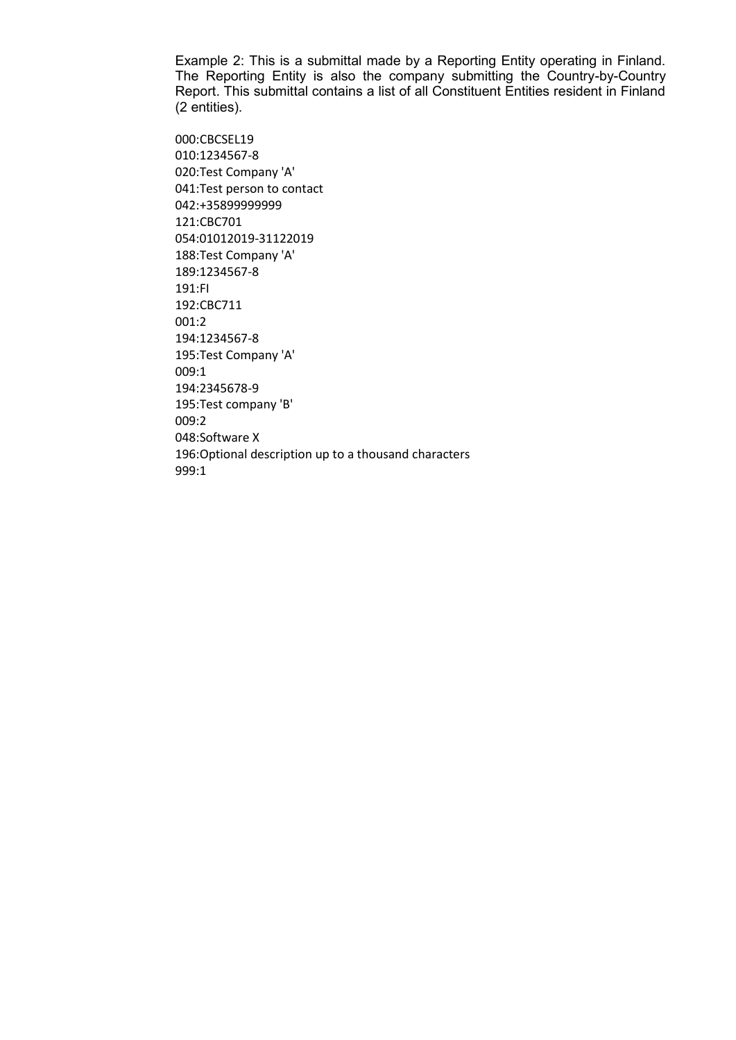Example 2: This is a submittal made by a Reporting Entity operating in Finland. The Reporting Entity is also the company submitting the Country-by-Country Report. This submittal contains a list of all Constituent Entities resident in Finland (2 entities).

```
000:CBCSEL19
010:1234567-8
020:Test Company 'A'
041:Test person to contact
042:+35899999999
121:CBC701
054:01012019-31122019
188:Test Company 'A'
189:1234567-8
191:FI
192:CBC711
001:2
194:1234567-8
195:Test Company 'A'
009:1
194:2345678-9
195:Test company 'B'
009:2
048:Software X
196:Optional description up to a thousand characters
999:1
```